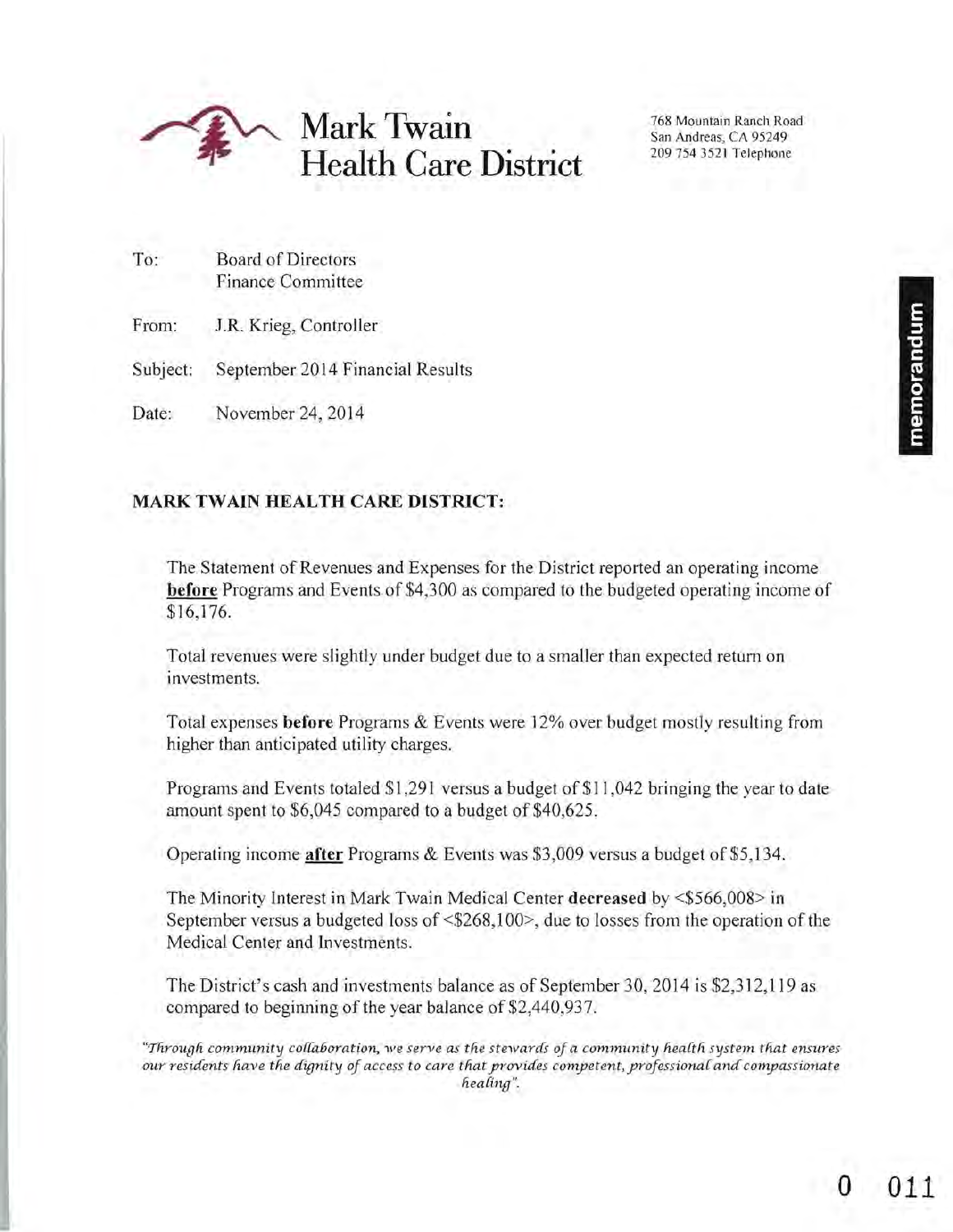# Mark Twain Health Care District

768 Mountain Ranch Road
San Andreas, CA 95249
209 754 3521 Telephone

memorandum

To: Board of Directors
Finance Committee

From: J.R. Krieg, Controller

Subject: September 2014 Financial Results

Date: November 24, 2014

**MARK TWAIN HEALTH CARE DISTRICT:**

The Statement of Revenues and Expenses for the District reported an operating income **before** Programs and Events of $4,300 as compared to the budgeted operating income of $16,176.

Total revenues were slightly under budget due to a smaller than expected return on investments.

Total expenses **before** Programs & Events were 12% over budget mostly resulting from higher than anticipated utility charges.

Programs and Events totaled $1,291 versus a budget of $11,042 bringing the year to date amount spent to $6,045 compared to a budget of $40,625.

Operating income **after** Programs & Events was $3,009 versus a budget of $5,134.

The Minority Interest in Mark Twain Medical Center **decreased** by <$566,008> in September versus a budgeted loss of <$268,100>, due to losses from the operation of the Medical Center and Investments.

The District's cash and investments balance as of September 30, 2014 is $2,312,119 as compared to beginning of the year balance of $2,440,937.

*"Through community collaboration, we serve as the stewards of a community health system that ensures our residents have the dignity of access to care that provides competent, professional and compassionate healing".*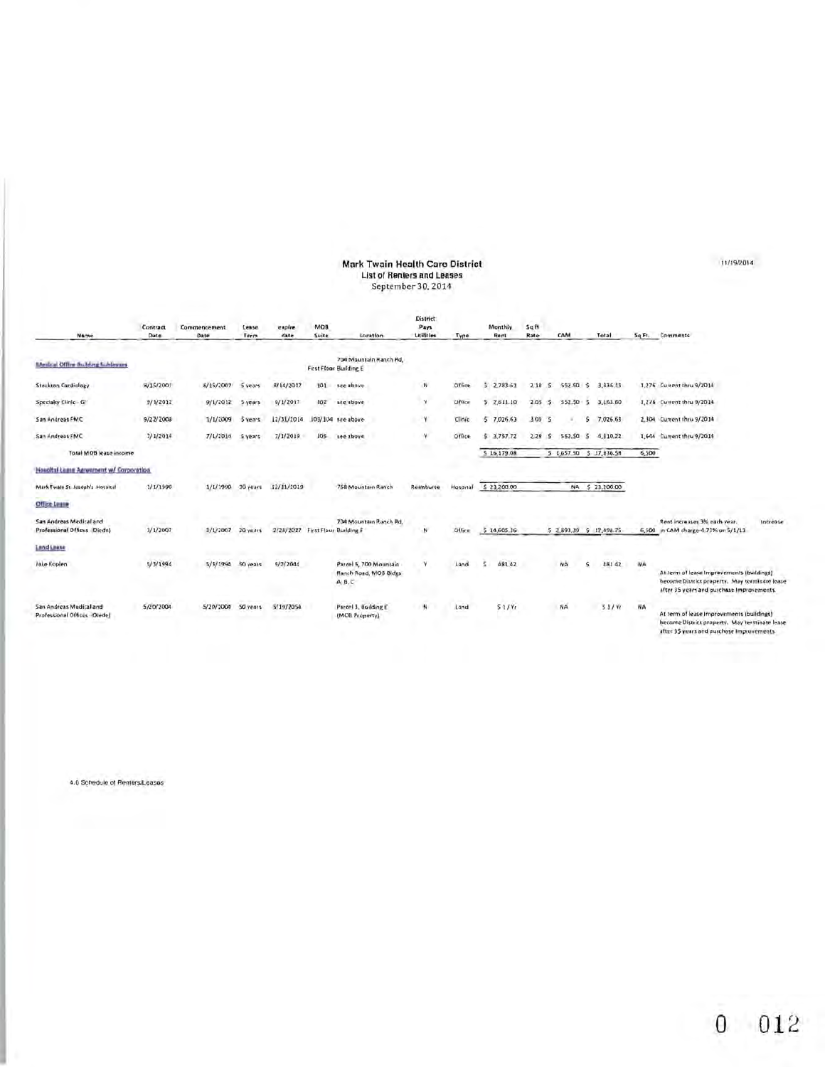# Mark Twain Health Care District
## List of Renters and Leases
September 30, 2014

11/19/2014

| Name | Contract Date | Commencement Date | Lease Term | expire date | MOB Suite | Location | District Pays Utilities | Type | Monthly Rent | Sq ft Rate | CAM | Total | Sq Ft. | Comments |
|---|---|---|---|---|---|---|---|---|---|---|---|---|---|---|
| **Medical Office Building Subleases** | | | | | | 704 Mountain Ranch Rd, First Floor Building E | | | | | | | | |
| Stockton Cardiology | 8/15/2007 | 8/15/2007 | 5 years | 8/14/2017 | 101 | see above | N | Office | $ 2,783.63 | 2.18 | $ 552.50 | $ 3,336.13 | 1,276 | Current thru 9/2014 |
| Specialty Clinic - GI | 9/1/2012 | 9/1/2012 | 5 years | 9/1/2017 | 102 | see above | Y | Office | $ 2,611.10 | 2.05 | $ 552.50 | $ 3,163.60 | 1,276 | Current thru 9/2014 |
| San Andreas FMC | 9/22/2008 | 1/1/2009 | 5 years | 12/31/2014 | 103/104 | see above | Y | Clinic | $ 7,026.63 | 3.05 | $ - | $ 7,026.63 | 2,304 | Current thru 9/2014 |
| San Andreas FMC | 7/1/2014 | 7/1/2014 | 5 years | 7/1/2019 | 105 | see above | Y | Office | $ 3,757.72 | 2.29 | $ 552.50 | $ 4,310.22 | 1,644 | Current thru 9/2014 |
| Total MOB lease income | | | | | | | | | $ 16,179.08 | | $ 1,657.50 | $ 17,836.58 | 6,500 | |
| **Hospital Lease Agreement w/ Corporation** | | | | | | | | | | | | | | |
| Mark Twain St. Joseph's Hospital | 1/1/1990 | 1/1/1990 | 30 years | 12/31/2019 | | 768 Mountain Ranch | Reimburse | Hospital | $ 23,200.00 | | NA | $ 23,200.00 | | |
| **Office Lease** | | | | | | | | | | | | | | |
| San Andreas Medical and Professional Offices (Olede) | 3/1/2007 | 3/1/2007 | 20 years | 2/28/2027 | | 704 Mountain Ranch Rd, First Floor Building E | N | Office | $ 14,605.36 | | $ 2,893.39 | $ 17,498.75 | 6,500 | Rent increases 3% each year. Increase in CAM charge 4.73% on 5/1/13 |
| **Land Lease** | | | | | | | | | | | | | | |
| Jake Koplen | 5/3/1994 | 5/3/1994 | 50 years | 5/2/2044 | | Parcel 5, 700 Mountain Ranch Road, MOB Bldgs A, B, C | Y | Land | $ 481.42 | | NA | $ 481.42 | NA | At term of lease improvements (buildings) become District property. May terminate lease after 35 years and purchase improvements. |
| San Andreas Medical and Professional Offices (Olede) | 5/20/2004 | 5/20/2004 | 50 years | 5/19/2054 | | Parcel 3, Building E (MOB Property) | N | Land | $ 1 / Yr | | NA | $ 1 / Yr | NA | At term of lease improvements (buildings) become District property. May terminate lease after 35 years and purchase improvements. |

4.0 Schedule of Renters/Leases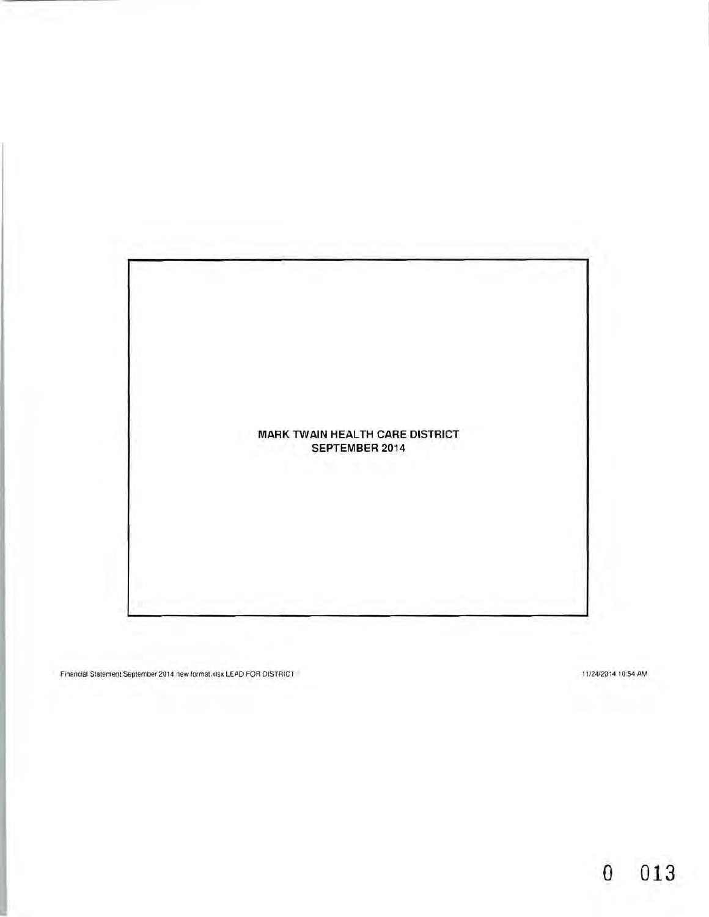**MARK TWAIN HEALTH CARE DISTRICT**
**SEPTEMBER 2014**

Financial Statement September 2014 new format.xlsx LEAD FOR DISTRICT

11/24/2014 10:54 AM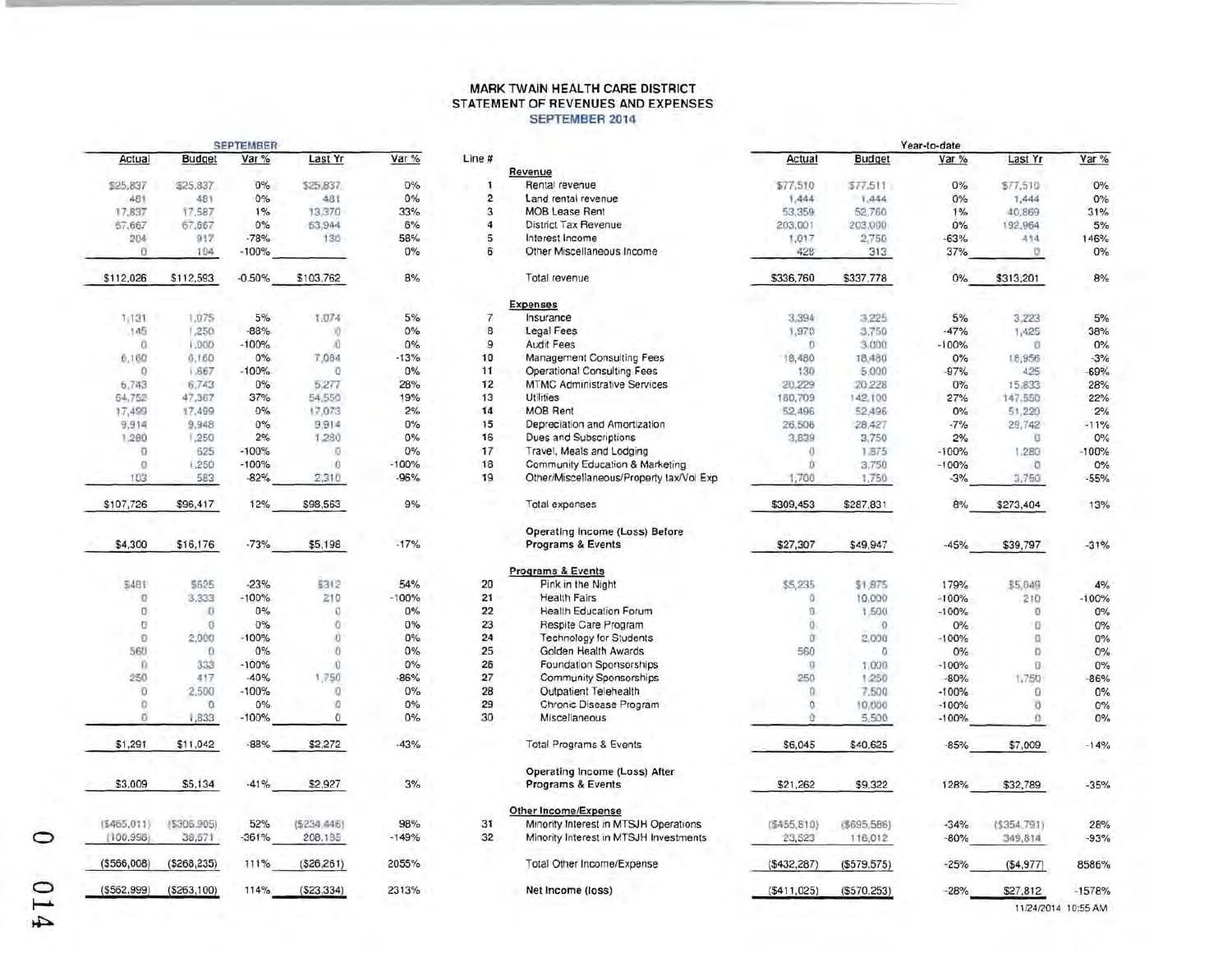# MARK TWAIN HEALTH CARE DISTRICT
## STATEMENT OF REVENUES AND EXPENSES
### SEPTEMBER 2014

| SEPTEMBER | | | | | Line # | | Year-to-date | | | | |
|---|---|---|---|---|---|---|---|---|---|---|---|
| Actual | Budget | Var % | Last Yr | Var % | | | Actual | Budget | Var % | Last Yr | Var % |
| | | | | | | **Revenue** | | | | | |
| $25,837 | $25,837 | 0% | $25,837 | 0% | 1 | Rental revenue | $77,510 | $77,511 | 0% | $77,510 | 0% |
| 481 | 481 | 0% | 481 | 0% | 2 | Land rental revenue | 1,444 | 1,444 | 0% | 1,444 | 0% |
| 17,837 | 17,587 | 1% | 13,370 | 33% | 3 | MOB Lease Rent | 53,359 | 52,760 | 1% | 40,869 | 31% |
| 67,667 | 67,667 | 0% | 63,944 | 6% | 4 | District Tax Revenue | 203,001 | 203,000 | 0% | 192,964 | 5% |
| 204 | 917 | -78% | 130 | 58% | 5 | Interest Income | 1,017 | 2,750 | -63% | 414 | 146% |
| 0 | 104 | -100% | | 0% | 6 | Other Miscellaneous Income | 428 | 313 | 37% | 0 | 0% |
| $112,026 | $112,593 | -0.50% | $103,762 | 8% | | Total revenue | $336,760 | $337,778 | 0% | $313,201 | 8% |
| | | | | | | **Expenses** | | | | | |
| 1,131 | 1,075 | 5% | 1,074 | 5% | 7 | Insurance | 3,394 | 3,225 | 5% | 3,223 | 5% |
| 145 | 1,250 | -88% | 0 | 0% | 8 | Legal Fees | 1,970 | 3,750 | -47% | 1,425 | 38% |
| 0 | 1,000 | -100% | 0 | 0% | 9 | Audit Fees | 0 | 3,000 | -100% | 0 | 0% |
| 6,160 | 6,160 | 0% | 7,084 | -13% | 10 | Management Consulting Fees | 18,480 | 18,480 | 0% | 18,956 | -3% |
| 0 | 1,667 | -100% | 0 | 0% | 11 | Operational Consulting Fees | 130 | 5,000 | -97% | 425 | -69% |
| 6,743 | 6,743 | 0% | 5,277 | 28% | 12 | MTMC Administrative Services | 20,229 | 20,228 | 0% | 15,833 | 28% |
| 64,752 | 47,367 | 37% | 54,550 | 19% | 13 | Utilities | 180,709 | 142,100 | 27% | 147,550 | 22% |
| 17,499 | 17,499 | 0% | 17,073 | 2% | 14 | MOB Rent | 52,496 | 52,496 | 0% | 51,220 | 2% |
| 9,914 | 9,948 | 0% | 9,914 | 0% | 15 | Depreciation and Amortization | 26,506 | 28,427 | -7% | 29,742 | -11% |
| 1,280 | 1,250 | 2% | 1,280 | 0% | 16 | Dues and Subscriptions | 3,839 | 3,750 | 2% | 0 | 0% |
| 0 | 625 | -100% | 0 | 0% | 17 | Travel, Meals and Lodging | 0 | 1,875 | -100% | 1,280 | -100% |
| 0 | 1,250 | -100% | 0 | -100% | 18 | Community Education & Marketing | 0 | 3,750 | -100% | 0 | 0% |
| 103 | 583 | -82% | 2,310 | -96% | 19 | Other/Miscellaneous/Property tax/Vol Exp | 1,700 | 1,750 | -3% | 3,750 | -55% |
| $107,726 | $96,417 | 12% | $98,563 | 9% | | Total expenses | $309,453 | $287,831 | 8% | $273,404 | 13% |
| $4,300 | $16,176 | -73% | $5,198 | -17% | | **Operating Income (Loss) Before Programs & Events** | $27,307 | $49,947 | -45% | $39,797 | -31% |
| | | | | | | **Programs & Events** | | | | | |
| $481 | $625 | -23% | $312 | 54% | 20 | Pink in the Night | $5,235 | $1,875 | 179% | $5,049 | 4% |
| 0 | 3,333 | -100% | 210 | -100% | 21 | Health Fairs | 0 | 10,000 | -100% | 210 | -100% |
| 0 | 0 | 0% | 0 | 0% | 22 | Health Education Forum | 0 | 1,500 | -100% | 0 | 0% |
| 0 | 0 | 0% | 0 | 0% | 23 | Respite Care Program | 0 | 0 | 0% | 0 | 0% |
| 0 | 2,000 | -100% | 0 | 0% | 24 | Technology for Students | 0 | 2,000 | -100% | 0 | 0% |
| 560 | 0 | 0% | 0 | 0% | 25 | Golden Health Awards | 560 | 0 | 0% | 0 | 0% |
| 0 | 333 | -100% | 0 | 0% | 26 | Foundation Sponsorships | 0 | 1,000 | -100% | 0 | 0% |
| 250 | 417 | -40% | 1,750 | -86% | 27 | Community Sponsorships | 250 | 1,250 | -80% | 1,750 | -86% |
| 0 | 2,500 | -100% | 0 | 0% | 28 | Outpatient Telehealth | 0 | 7,500 | -100% | 0 | 0% |
| 0 | 0 | 0% | 0 | 0% | 29 | Chronic Disease Program | 0 | 10,000 | -100% | 0 | 0% |
| 0 | 1,833 | -100% | 0 | 0% | 30 | Miscellaneous | 0 | 5,500 | -100% | 0 | 0% |
| $1,291 | $11,042 | -88% | $2,272 | -43% | | Total Programs & Events | $6,045 | $40,625 | -85% | $7,009 | -14% |
| $3,009 | $5,134 | -41% | $2,927 | 3% | | **Operating Income (Loss) After Programs & Events** | $21,262 | $9,322 | 128% | $32,789 | -35% |
| | | | | | | **Other Income/Expense** | | | | | |
| ($465,011) | ($306,905) | 52% | ($234,446) | 98% | 31 | Minority Interest in MTSJH Operations | ($455,810) | ($695,586) | -34% | ($354,791) | 28% |
| (100,996) | 38,671 | -361% | 208,185 | -149% | 32 | Minority Interest in MTSJH Investments | 23,523 | 116,012 | -80% | 349,814 | -93% |
| ($566,008) | ($268,235) | 111% | ($26,261) | 2055% | | Total Other Income/Expense | ($432,287) | ($579,575) | -25% | ($4,977) | 8586% |
| ($562,999) | ($263,100) | 114% | ($23,334) | 2313% | | **Net Income (loss)** | ($411,025) | ($570,253) | -28% | $27,812 | -1578% |

11/24/2014 10:55 AM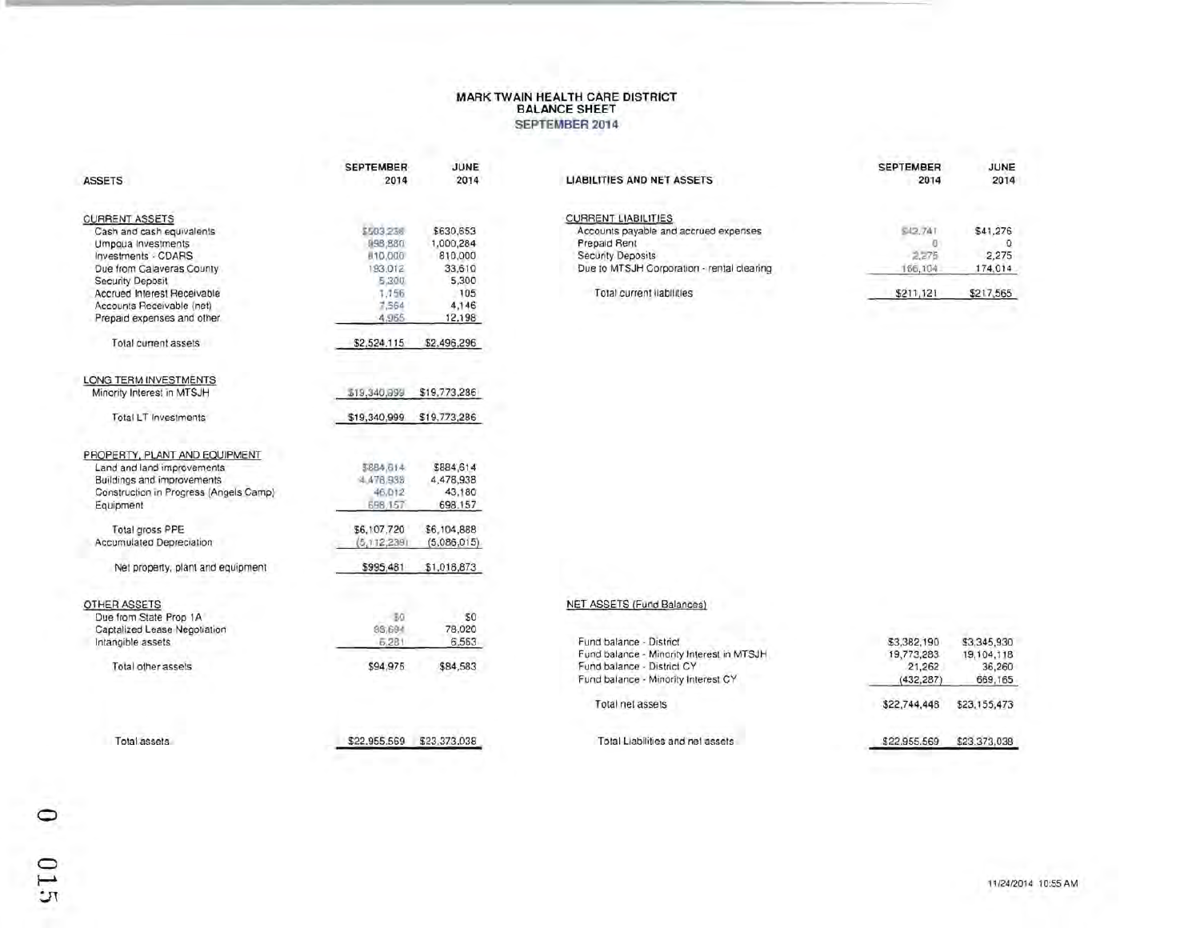# MARK TWAIN HEALTH CARE DISTRICT
## BALANCE SHEET
### SEPTEMBER 2014

| ASSETS | SEPTEMBER 2014 | JUNE 2014 |
|---|---|---|
| **CURRENT ASSETS** | | |
| Cash and cash equivalents | $503,236 | $630,853 |
| Umpqua Investments | 898,880 | 1,000,284 |
| Investments - CDARS | 810,000 | 810,000 |
| Due from Calaveras County | 193,012 | 33,610 |
| Security Deposit | 5,300 | 5,300 |
| Accrued Interest Receivable | 1,156 | 105 |
| Accounts Receivable (net) | 7,564 | 4,146 |
| Prepaid expenses and other | 4,965 | 12,198 |
| Total current assets | $2,524,115 | $2,496,296 |
| **LONG TERM INVESTMENTS** | | |
| Minority Interest in MTSJH | $19,340,999 | $19,773,286 |
| Total LT Investments | $19,340,999 | $19,773,286 |
| **PROPERTY, PLANT AND EQUIPMENT** | | |
| Land and land improvements | $884,614 | $884,614 |
| Buildings and improvements | 4,478,938 | 4,478,938 |
| Construction in Progress (Angels Camp) | 46,012 | 43,180 |
| Equipment | 698,157 | 698,157 |
| Total gross PPE | $6,107,720 | $6,104,888 |
| Accumulated Depreciation | (5,112,239) | (5,086,015) |
| Net property, plant and equipment | $995,481 | $1,018,873 |
| **OTHER ASSETS** | | |
| Due from State Prop 1A | $0 | $0 |
| Capitalized Lease Negotiation | 88,694 | 78,020 |
| Intangible assets | 6,281 | 6,563 |
| Total other assets | $94,975 | $84,583 |
| Total assets | $22,955,569 | $23,373,038 |

| LIABILITIES AND NET ASSETS | SEPTEMBER 2014 | JUNE 2014 |
|---|---|---|
| **CURRENT LIABILITIES** | | |
| Accounts payable and accrued expenses | $42,741 | $41,276 |
| Prepaid Rent | 0 | 0 |
| Security Deposits | 2,275 | 2,275 |
| Due to MTSJH Corporation - rental clearing | 166,104 | 174,014 |
| Total current liabilities | $211,121 | $217,565 |
| **NET ASSETS (Fund Balances)** | | |
| Fund balance - District | $3,382,190 | $3,345,930 |
| Fund balance - Minority Interest in MTSJH | 19,773,283 | 19,104,118 |
| Fund balance - District CY | 21,262 | 36,260 |
| Fund balance - Minority Interest CY | (432,287) | 669,165 |
| Total net assets | $22,744,448 | $23,155,473 |
| Total Liabilities and net assets | $22,955,569 | $23,373,038 |

11/24/2014 10:55 AM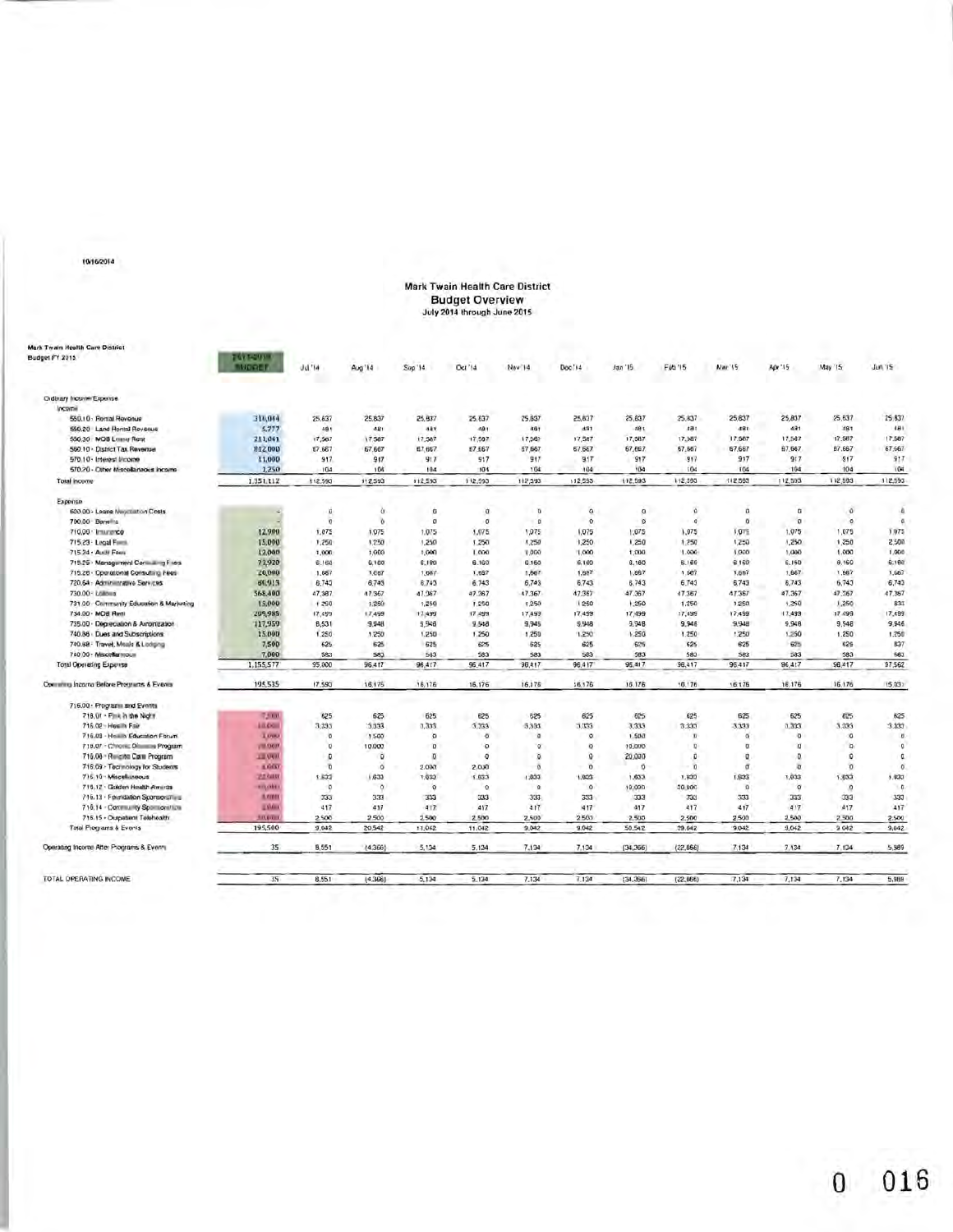10/16/2014

# Mark Twain Health Care District
## Budget Overview
### July 2014 through June 2015

Mark Twain Health Care District
Budget FY 2015

| | 2014-2015 BUDGET | Jul '14 | Aug '14 | Sep '14 | Oct '14 | Nov '14 | Dec '14 | Jan '15 | Feb '15 | Mar '15 | Apr '15 | May '15 | Jun '15 |
|---|---|---|---|---|---|---|---|---|---|---|---|---|---|
| **Ordinary Income/Expense** | | | | | | | | | | | | | |
| **Income** | | | | | | | | | | | | | |
| 550.10 · Rental Revenue | 310,044 | 25,837 | 25,837 | 25,837 | 25,837 | 25,837 | 25,837 | 25,837 | 25,837 | 25,837 | 25,837 | 25,837 | 25,837 |
| 550.20 · Land Rental Revenue | 5,777 | 481 | 481 | 481 | 481 | 481 | 481 | 481 | 481 | 481 | 481 | 481 | 481 |
| 550.30 · MOB Lease Rent | 211,041 | 17,587 | 17,587 | 17,587 | 17,587 | 17,587 | 17,587 | 17,587 | 17,587 | 17,587 | 17,587 | 17,587 | 17,587 |
| 560.10 · District Tax Revenue | 812,000 | 67,667 | 67,667 | 67,667 | 67,667 | 67,667 | 67,667 | 67,667 | 67,667 | 67,667 | 67,667 | 67,667 | 67,667 |
| 570.10 · Interest Income | 11,000 | 917 | 917 | 917 | 917 | 917 | 917 | 917 | 917 | 917 | 917 | 917 | 917 |
| 570.20 · Other Miscellaneous Income | 1,250 | 104 | 104 | 104 | 104 | 104 | 104 | 104 | 104 | 104 | 104 | 104 | 104 |
| **Total Income** | 1,351,112 | 112,593 | 112,593 | 112,593 | 112,593 | 112,593 | 112,593 | 112,593 | 112,593 | 112,593 | 112,593 | 112,593 | 112,593 |
| **Expense** | | | | | | | | | | | | | |
| 600.00 · Lease Negotiation Costs | - | 0 | 0 | 0 | 0 | 0 | 0 | 0 | 0 | 0 | 0 | 0 | 0 |
| 700.00 · Benefits | - | 0 | 0 | 0 | 0 | 0 | 0 | 0 | 0 | 0 | 0 | 0 | 0 |
| 710.00 · Insurance | 12,900 | 1,075 | 1,075 | 1,075 | 1,075 | 1,075 | 1,075 | 1,075 | 1,075 | 1,075 | 1,075 | 1,075 | 1,075 |
| 715.23 · Legal Fees | 15,000 | 1,250 | 1,250 | 1,250 | 1,250 | 1,250 | 1,250 | 1,250 | 1,250 | 1,250 | 1,250 | 1,250 | 2,500 |
| 715.24 · Audit Fees | 12,000 | 1,000 | 1,000 | 1,000 | 1,000 | 1,000 | 1,000 | 1,000 | 1,000 | 1,000 | 1,000 | 1,000 | 1,000 |
| 715.25 · Management Consulting Fees | 73,920 | 6,160 | 6,160 | 6,160 | 6,160 | 6,160 | 6,160 | 6,160 | 6,160 | 6,160 | 6,160 | 6,160 | 6,160 |
| 715.26 · Operational Consulting Fees | 20,000 | 1,667 | 1,667 | 1,667 | 1,667 | 1,667 | 1,667 | 1,667 | 1,667 | 1,667 | 1,667 | 1,667 | 1,667 |
| 720.64 · Administrative Services | 80,913 | 6,743 | 6,743 | 6,743 | 6,743 | 6,743 | 6,743 | 6,743 | 6,743 | 6,743 | 6,743 | 6,743 | 6,743 |
| 730.00 · Lobbies | 568,400 | 47,367 | 47,367 | 47,367 | 47,367 | 47,367 | 47,367 | 47,367 | 47,367 | 47,367 | 47,367 | 47,367 | 47,367 |
| 731.00 · Community Education & Marketing | 15,000 | 1,250 | 1,250 | 1,250 | 1,250 | 1,250 | 1,250 | 1,250 | 1,250 | 1,250 | 1,250 | 1,250 | 833 |
| 734.00 · MOB Rent | 209,985 | 17,499 | 17,499 | 17,499 | 17,499 | 17,499 | 17,499 | 17,499 | 17,499 | 17,499 | 17,499 | 17,499 | 17,499 |
| 735.00 · Depreciation & Amortization | 117,959 | 8,531 | 9,948 | 9,948 | 9,948 | 9,948 | 9,948 | 9,948 | 9,948 | 9,948 | 9,948 | 9,948 | 9,948 |
| 740.86 · Dues and Subscriptions | 15,000 | 1,250 | 1,250 | 1,250 | 1,250 | 1,250 | 1,250 | 1,250 | 1,250 | 1,250 | 1,250 | 1,250 | 1,250 |
| 740.88 · Travel, Meals & Lodging | 7,500 | 625 | 625 | 625 | 625 | 625 | 625 | 625 | 625 | 625 | 625 | 625 | 637 |
| 740.00 · Miscellaneous | 7,000 | 583 | 583 | 583 | 583 | 583 | 583 | 583 | 583 | 583 | 583 | 583 | 583 |
| **Total Operating Expense** | 1,155,577 | 95,000 | 96,417 | 96,417 | 96,417 | 96,417 | 96,417 | 96,417 | 96,417 | 96,417 | 96,417 | 96,417 | 97,562 |
| **Operating Income Before Programs & Events** | 195,535 | 17,593 | 16,176 | 16,176 | 16,176 | 16,176 | 16,176 | 16,176 | 16,176 | 16,176 | 16,176 | 16,176 | 15,031 |
| 716.00 · Programs and Events | | | | | | | | | | | | | |
| 716.01 · Pink in the Night | 7,500 | 625 | 625 | 625 | 625 | 625 | 625 | 625 | 625 | 625 | 625 | 625 | 625 |
| 716.02 · Health Fair | 40,000 | 3,333 | 3,333 | 3,333 | 3,333 | 3,333 | 3,333 | 3,333 | 3,333 | 3,333 | 3,333 | 3,333 | 3,333 |
| 716.03 · Health Education Forum | 3,000 | 0 | 1,500 | 0 | 0 | 0 | 0 | 1,500 | 0 | 0 | 0 | 0 | 0 |
| 716.07 · Chronic Disease Program | 20,000 | 0 | 10,000 | 0 | 0 | 0 | 0 | 10,000 | 0 | 0 | 0 | 0 | 0 |
| 716.08 · Respite Care Program | 20,000 | 0 | 0 | 0 | 0 | 0 | 0 | 20,000 | 0 | 0 | 0 | 0 | 0 |
| 716.09 · Technology for Students | 4,000 | 0 | 0 | 2,000 | 2,000 | 0 | 0 | 0 | 0 | 0 | 0 | 0 | 0 |
| 716.10 · Miscellaneous | 22,000 | 1,833 | 1,833 | 1,833 | 1,833 | 1,833 | 1,833 | 1,833 | 1,833 | 1,833 | 1,833 | 1,833 | 1,833 |
| 716.12 · Golden Health Awards | 40,000 | 0 | 0 | 0 | 0 | 0 | 0 | 10,000 | 30,000 | 0 | 0 | 0 | 0 |
| 716.13 · Foundation Sponsorships | 4,000 | 333 | 333 | 333 | 333 | 333 | 333 | 333 | 333 | 333 | 333 | 333 | 333 |
| 716.14 · Community Sponsorships | 5,000 | 417 | 417 | 417 | 417 | 417 | 417 | 417 | 417 | 417 | 417 | 417 | 417 |
| 716.15 · Outpatient Telehealth | 30,000 | 2,500 | 2,500 | 2,500 | 2,500 | 2,500 | 2,500 | 2,500 | 2,500 | 2,500 | 2,500 | 2,500 | 2,500 |
| **Total Programs & Events** | 195,500 | 9,042 | 20,542 | 11,042 | 11,042 | 9,042 | 9,042 | 50,542 | 39,042 | 9,042 | 9,042 | 9,042 | 9,042 |
| **Operating Income After Programs & Events** | 35 | 8,551 | (4,366) | 5,134 | 5,134 | 7,134 | 7,134 | (34,366) | (22,866) | 7,134 | 7,134 | 7,134 | 5,989 |
| **TOTAL OPERATING INCOME** | 35 | 8,551 | (4,366) | 5,134 | 5,134 | 7,134 | 7,134 | (34,366) | (22,866) | 7,134 | 7,134 | 7,134 | 5,989 |

0 016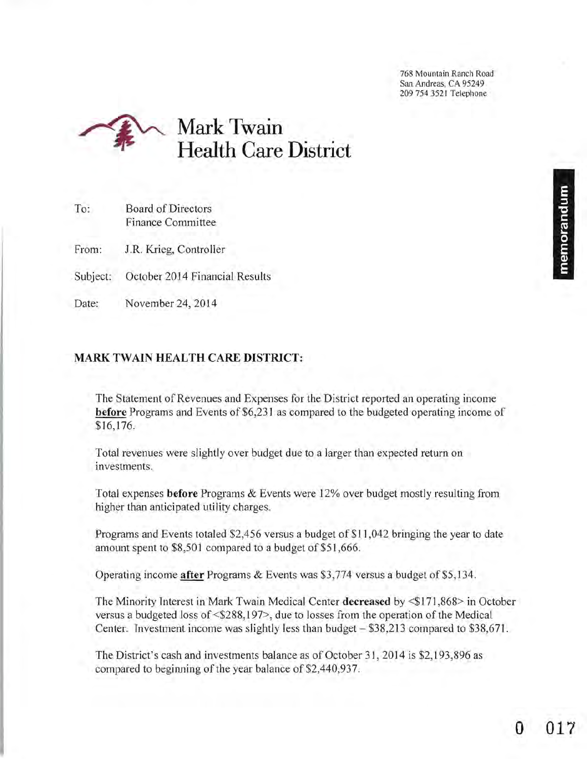768 Mountain Ranch Road
San Andreas, CA 95249
209 754 3521 Telephone

# Mark Twain Health Care District

memorandum

To: Board of Directors
Finance Committee

From: J.R. Krieg, Controller

Subject: October 2014 Financial Results

Date: November 24, 2014

## MARK TWAIN HEALTH CARE DISTRICT:

The Statement of Revenues and Expenses for the District reported an operating income **before** Programs and Events of $6,231 as compared to the budgeted operating income of $16,176.

Total revenues were slightly over budget due to a larger than expected return on investments.

Total expenses **before** Programs & Events were 12% over budget mostly resulting from higher than anticipated utility charges.

Programs and Events totaled $2,456 versus a budget of $11,042 bringing the year to date amount spent to $8,501 compared to a budget of $51,666.

Operating income **after** Programs & Events was $3,774 versus a budget of $5,134.

The Minority Interest in Mark Twain Medical Center **decreased** by <$171,868> in October versus a budgeted loss of <$288,197>, due to losses from the operation of the Medical Center. Investment income was slightly less than budget – $38,213 compared to $38,671.

The District's cash and investments balance as of October 31, 2014 is $2,193,896 as compared to beginning of the year balance of $2,440,937.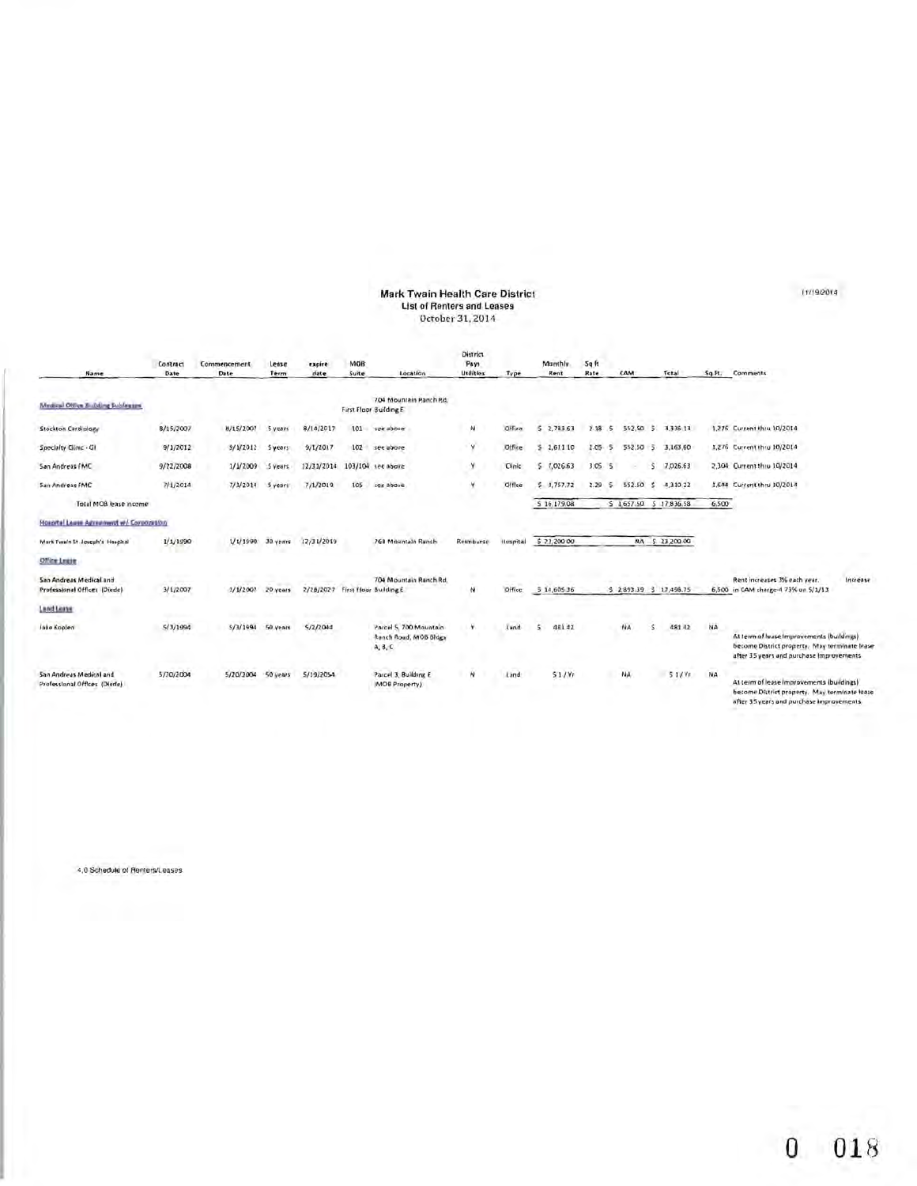# Mark Twain Health Care District

## List of Renters and Leases

October 31, 2014

| Name | Contract Date | Commencement Date | Lease Term | expire date | MOB Suite | Location | District Pays Utilities | Type | Monthly Rent | Sq ft Rate | CAM | Total | Sq Ft | Comments |
|---|---|---|---|---|---|---|---|---|---|---|---|---|---|---|
| **Medical Office Building Subleases** | | | | | First Floor | 704 Mountain Ranch Rd, Building E | | | | | | | | |
| Stockton Cardiology | 8/15/2007 | 8/15/2007 | 5 years | 8/14/2017 | 101 | see above | N | Office | $ 2,783.63 | 2.18 | $ 552.50 | $ 3,336.13 | 1,276 | Current thru 10/2014 |
| Specialty Clinic - GI | 9/1/2012 | 9/1/2012 | 5 years | 9/1/2017 | 102 | see above | Y | Office | $ 2,611.10 | 2.05 | $ 552.50 | $ 3,163.60 | 1,276 | Current thru 10/2014 |
| San Andreas FMC | 9/22/2008 | 1/1/2009 | 5 years | 12/31/2014 | 103/104 | see above | Y | Clinic | $ 7,026.63 | 3.05 | $ - | $ 7,026.63 | 2,304 | Current thru 10/2014 |
| San Andreas FMC | 7/1/2014 | 7/1/2014 | 5 years | 7/1/2019 | 105 | see above | Y | Office | $ 3,757.72 | 2.29 | $ 552.50 | $ 4,310.22 | 1,644 | Current thru 10/2014 |
| Total MOB lease income | | | | | | | | | $ 16,179.08 | | $ 1,657.50 | $ 17,836.58 | 6,500 | |
| **Hospital Lease Agreement w/ Corporation** | | | | | | | | | | | | | | |
| Mark Twain St. Joseph's Hospital | 1/1/1990 | 1/1/1990 | 30 years | 12/31/2019 | | 768 Mountain Ranch | Reimburse | Hospital | $ 23,200.00 | | NA | $ 23,200.00 | | |
| **Office Lease** | | | | | | | | | | | | | | |
| San Andreas Medical and Professional Offices (Diede) | 3/1/2007 | 3/1/2007 | 20 years | 2/28/2027 | First Floor | 704 Mountain Ranch Rd, Building E | N | Office | $ 14,605.36 | | $ 2,893.39 | $ 17,498.75 | 6,500 | Rent increases 3% each year. Increase in CAM charge-4.73% on 5/1/13 |
| **Land Lease** | | | | | | | | | | | | | | |
| Jake Koplen | 5/3/1994 | 5/3/1994 | 50 years | 5/2/2044 | | Parcel 5, 700 Mountain Ranch Road, MOB Bldgs A, B, C | Y | Land | $ 481.42 | | NA | $ 481.42 | NA | At term of lease improvements (buildings) become District property. May terminate lease after 35 years and purchase improvements |
| San Andreas Medical and Professional Offices (Diede) | 5/20/2004 | 5/20/2004 | 50 years | 5/19/2054 | | Parcel 3, Building E (MOB Property) | N | Land | $1 / Yr | | NA | $1 / Yr | NA | At term of lease improvements (buildings) become District property. May terminate lease after 35 years and purchase improvements |

4.0 Schedule of Renters/Leases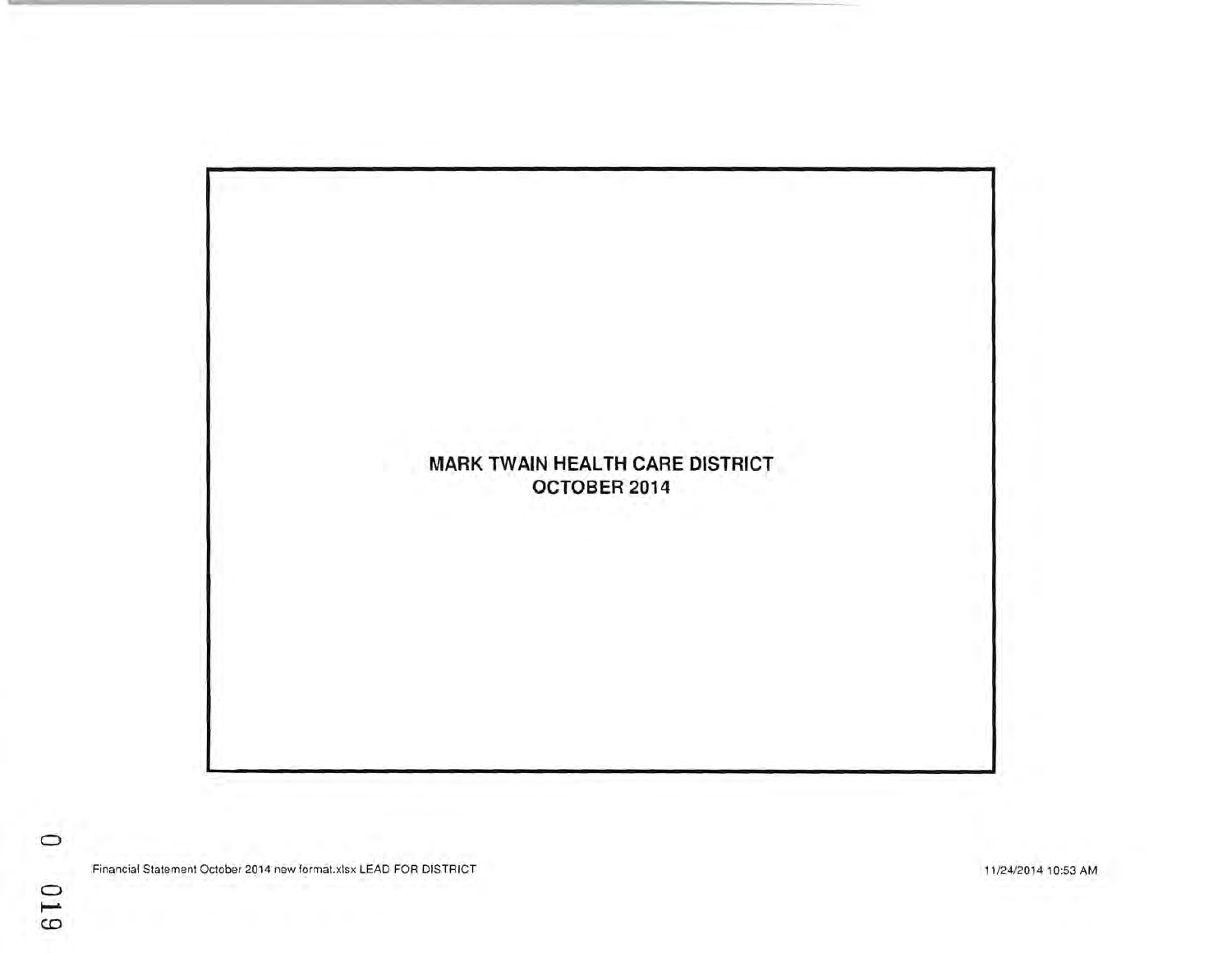**MARK TWAIN HEALTH CARE DISTRICT**
**OCTOBER 2014**

Financial Statement October 2014 new format.xlsx LEAD FOR DISTRICT

11/24/2014 10:53 AM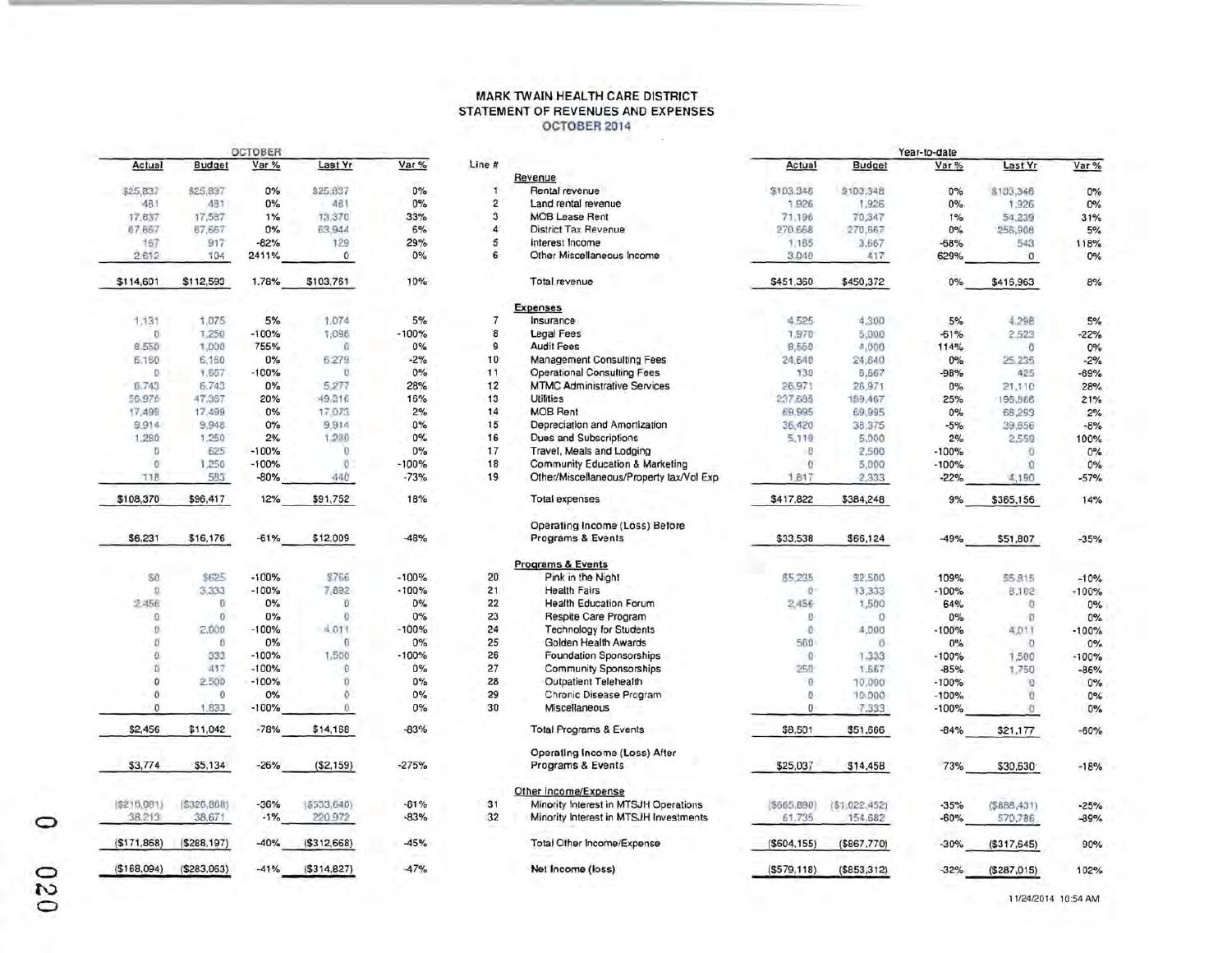# MARK TWAIN HEALTH CARE DISTRICT
## STATEMENT OF REVENUES AND EXPENSES
### OCTOBER 2014

| OCTOBER | | | | | Line # | | Year-to-date | | | | |
|---|---|---|---|---|---|---|---|---|---|---|---|
| Actual | Budget | Var % | Last Yr | Var % | | | Actual | Budget | Var % | Last Yr | Var % |
| | | | | | | **Revenue** | | | | | |
| $25,837 | $25,837 | 0% | $25,837 | 0% | 1 | Rental revenue | $103,346 | $103,348 | 0% | $103,346 | 0% |
| 481 | 481 | 0% | 481 | 0% | 2 | Land rental revenue | 1,926 | 1,926 | 0% | 1,926 | 0% |
| 17,837 | 17,587 | 1% | 13,370 | 33% | 3 | MOB Lease Rent | 71,196 | 70,347 | 1% | 54,239 | 31% |
| 67,667 | 67,667 | 0% | 63,944 | 6% | 4 | District Tax Revenue | 270,668 | 270,667 | 0% | 256,908 | 5% |
| 167 | 917 | -82% | 129 | 29% | 5 | Interest Income | 1,185 | 3,667 | -68% | 543 | 118% |
| 2,612 | 104 | 2411% | 0 | 0% | 6 | Other Miscellaneous Income | 3,040 | 417 | 629% | 0 | 0% |
| $114,601 | $112,593 | 1.78% | $103,761 | 10% | | Total revenue | $451,360 | $450,372 | 0% | $416,963 | 8% |
| | | | | | | **Expenses** | | | | | |
| 1,131 | 1,075 | 5% | 1,074 | 5% | 7 | Insurance | 4,525 | 4,300 | 5% | 4,298 | 5% |
| 0 | 1,250 | -100% | 1,096 | -100% | 8 | Legal Fees | 1,970 | 5,000 | -61% | 2,523 | -22% |
| 8,550 | 1,000 | 755% | 0 | 0% | 9 | Audit Fees | 8,550 | 4,000 | 114% | 0 | 0% |
| 6,160 | 6,160 | 0% | 6,279 | -2% | 10 | Management Consulting Fees | 24,640 | 24,640 | 0% | 25,235 | -2% |
| 0 | 1,667 | -100% | 0 | 0% | 11 | Operational Consulting Fees | 130 | 6,667 | -98% | 425 | -69% |
| 6,743 | 6,743 | 0% | 5,277 | 28% | 12 | MTMC Administrative Services | 26,971 | 26,971 | 0% | 21,110 | 28% |
| 56,976 | 47,367 | 20% | 49,316 | 16% | 13 | Utilities | 237,685 | 189,467 | 25% | 196,866 | 21% |
| 17,499 | 17,499 | 0% | 17,073 | 2% | 14 | MOB Rent | 69,995 | 69,995 | 0% | 68,293 | 2% |
| 9,914 | 9,948 | 0% | 9,914 | 0% | 15 | Depreciation and Amortization | 36,420 | 38,375 | -5% | 39,656 | -8% |
| 1,280 | 1,250 | 2% | 1,280 | 0% | 16 | Dues and Subscriptions | 5,119 | 5,000 | 2% | 2,559 | 100% |
| 0 | 625 | -100% | 0 | 0% | 17 | Travel, Meals and Lodging | 0 | 2,500 | -100% | 0 | 0% |
| 0 | 1,250 | -100% | 0 | -100% | 18 | Community Education & Marketing | 0 | 5,000 | -100% | 0 | 0% |
| 118 | 583 | -80% | 440 | -73% | 19 | Other/Miscellaneous/Property tax/Vol Exp | 1,817 | 2,333 | -22% | 4,190 | -57% |
| $108,370 | $96,417 | 12% | $91,752 | 18% | | Total expenses | $417,822 | $384,248 | 9% | $365,156 | 14% |
| $6,231 | $16,176 | -61% | $12,009 | -48% | | Operating Income (Loss) Before Programs & Events | $33,538 | $66,124 | -49% | $51,807 | -35% |
| | | | | | | **Programs & Events** | | | | | |
| $0 | $625 | -100% | $766 | -100% | 20 | Pink in the Night | $5,235 | $2,500 | 109% | $5,815 | -10% |
| 0 | 3,333 | -100% | 7,892 | -100% | 21 | Health Fairs | 0 | 13,333 | -100% | 8,102 | -100% |
| 2,456 | 0 | 0% | 0 | 0% | 22 | Health Education Forum | 2,456 | 1,500 | 64% | 0 | 0% |
| 0 | 0 | 0% | 0 | 0% | 23 | Respite Care Program | 0 | 0 | 0% | 0 | 0% |
| 0 | 2,000 | -100% | 4,011 | -100% | 24 | Technology for Students | 0 | 4,000 | -100% | 4,011 | -100% |
| 0 | 0 | 0% | 0 | 0% | 25 | Golden Health Awards | 560 | 0 | 0% | 0 | 0% |
| 0 | 333 | -100% | 1,500 | -100% | 26 | Foundation Sponsorships | 0 | 1,333 | -100% | 1,500 | -100% |
| 0 | 417 | -100% | 0 | 0% | 27 | Community Sponsorships | 250 | 1,667 | -85% | 1,750 | -86% |
| 0 | 2,500 | -100% | 0 | 0% | 28 | Outpatient Telehealth | 0 | 10,000 | -100% | 0 | 0% |
| 0 | 0 | 0% | 0 | 0% | 29 | Chronic Disease Program | 0 | 10,000 | -100% | 0 | 0% |
| 0 | 1,833 | -100% | 0 | 0% | 30 | Miscellaneous | 0 | 7,333 | -100% | 0 | 0% |
| $2,456 | $11,042 | -78% | $14,168 | -83% | | Total Programs & Events | $8,501 | $51,666 | -84% | $21,177 | -60% |
| $3,774 | $5,134 | -26% | ($2,159) | -275% | | Operating Income (Loss) After Programs & Events | $25,037 | $14,458 | 73% | $30,630 | -18% |
| | | | | | | **Other Income/Expense** | | | | | |
| ($210,081) | ($326,868) | -36% | ($533,640) | -61% | 31 | Minority Interest in MTSJH Operations | ($665,890) | ($1,022,452) | -35% | ($888,431) | -25% |
| 38,213 | 38,671 | -1% | 220,972 | -83% | 32 | Minority Interest in MTSJH Investments | 61,735 | 154,682 | -60% | 570,786 | -89% |
| ($171,868) | ($288,197) | -40% | ($312,668) | -45% | | Total Other Income/Expense | ($604,155) | ($867,770) | -30% | ($317,645) | 90% |
| ($168,094) | ($283,063) | -41% | ($314,827) | -47% | | **Net Income (loss)** | ($579,118) | ($853,312) | -32% | ($287,015) | 102% |

11/24/2014 10:54 AM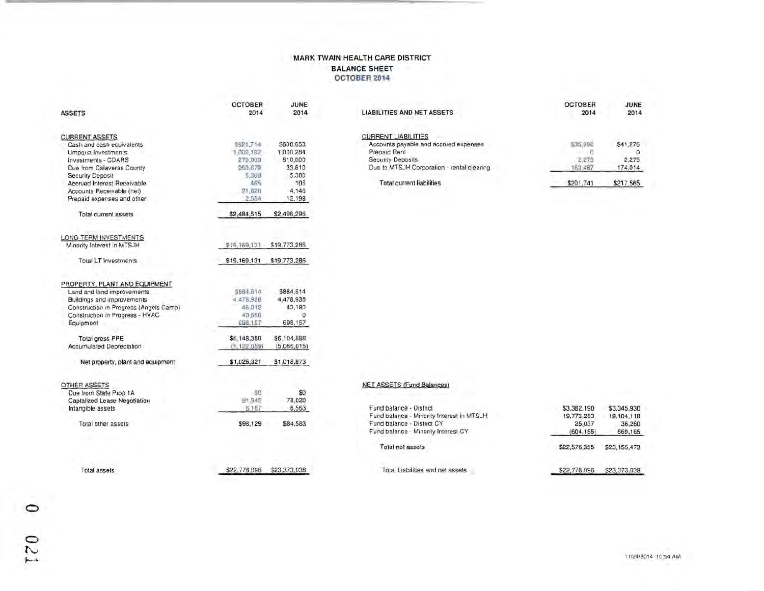# MARK TWAIN HEALTH CARE DISTRICT
## BALANCE SHEET
### OCTOBER 2014

| ASSETS | OCTOBER 2014 | JUNE 2014 |
|---|---|---|
| **CURRENT ASSETS** | | |
| Cash and cash equivalents | $921,714 | $630,653 |
| Umpqua Investments | 1,002,182 | 1,000,284 |
| Investments - CDARS | 270,000 | 810,000 |
| Due from Calaveras County | 260,878 | 33,610 |
| Security Deposit | 5,300 | 5,300 |
| Accrued Interest Receivable | 465 | 105 |
| Accounts Receivable (net) | 21,620 | 4,146 |
| Prepaid expenses and other | 2,554 | 12,198 |
| Total current assets | $2,484,515 | $2,496,296 |
| **LONG TERM INVESTMENTS** | | |
| Minority Interest in MTSJH | $19,169,131 | $19,773,285 |
| Total LT Investments | $19,169,131 | $19,773,285 |
| **PROPERTY, PLANT AND EQUIPMENT** | | |
| Land and land improvements | $884,614 | $884,614 |
| Buildings and improvements | 4,478,938 | 4,478,938 |
| Construction in Progress (Angels Camp) | 46,012 | 43,180 |
| Construction in Progress - HVAC | 40,660 | 0 |
| Equipment | 698,157 | 698,157 |
| Total gross PPE | $6,148,380 | $6,104,888 |
| Accumulated Depreciation | (5,122,059) | (5,086,015) |
| Net property, plant and equipment | $1,026,321 | $1,018,873 |
| **OTHER ASSETS** | | |
| Due from State Prop 1A | $0 | $0 |
| Captalized Lease Negotiation | 91,942 | 78,020 |
| Intangible assets | 6,187 | 6,563 |
| Total other assets | $98,129 | $84,583 |
| Total assets | $22,778,096 | $23,373,038 |

| LIABILITIES AND NET ASSETS | OCTOBER 2014 | JUNE 2014 |
|---|---|---|
| **CURRENT LIABILITIES** | | |
| Accounts payable and accrued expenses | $35,998 | $41,276 |
| Prepaid Rent | 0 | 0 |
| Security Deposits | 2,275 | 2,275 |
| Due to MTSJH Corporation - rental clearing | 163,467 | 174,014 |
| Total current liabilities | $201,741 | $217,565 |
| **NET ASSETS (Fund Balances)** | | |
| Fund balance - District | $3,382,190 | $3,345,930 |
| Fund balance - Minority Interest in MTSJH | 19,773,283 | 19,104,118 |
| Fund balance - District CY | 25,037 | 36,260 |
| Fund balance - Minority Interest CY | (604,155) | 669,165 |
| Total net assets | $22,576,355 | $23,155,473 |
| Total Liabilities and net assets | $22,778,096 | $23,373,038 |

11/24/2014 10:54 AM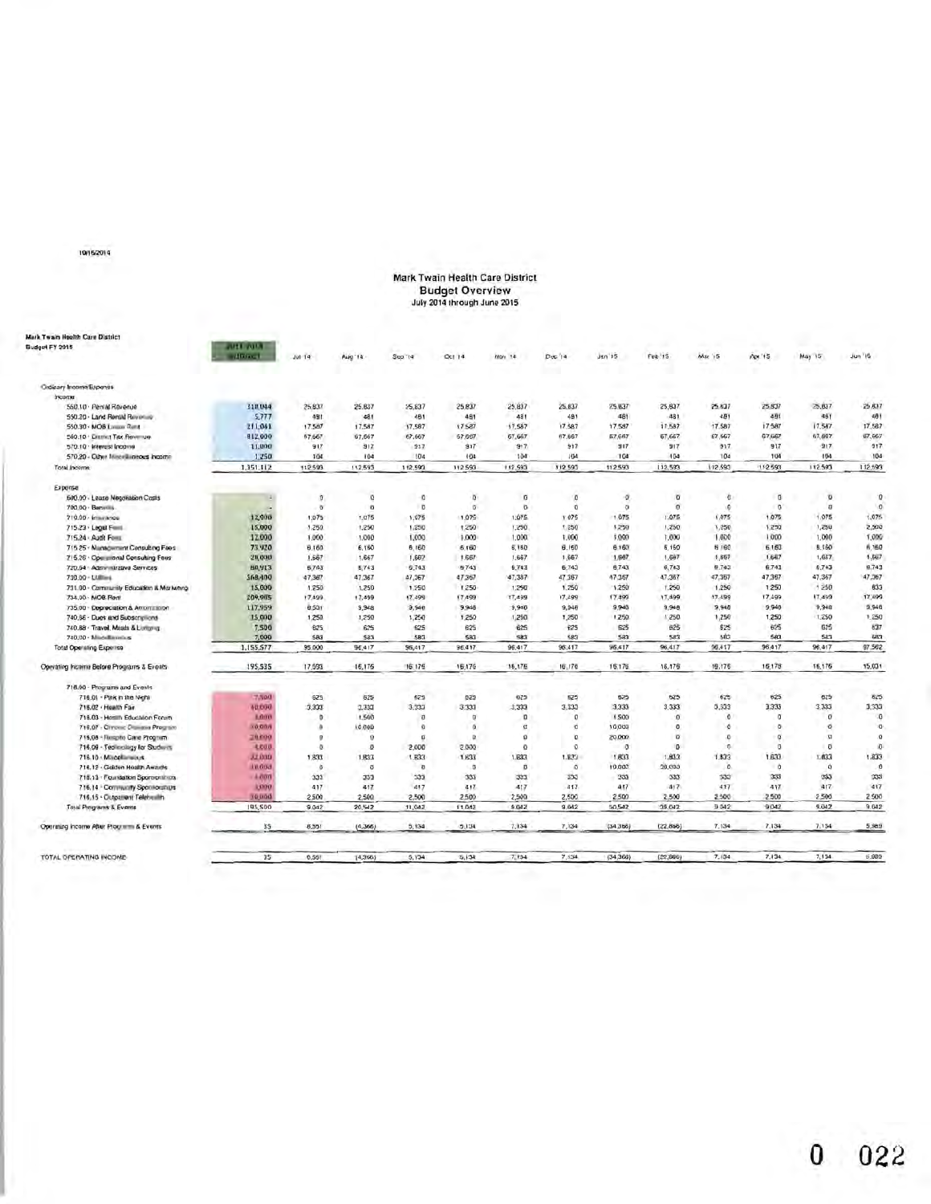10/15/2014

# Mark Twain Health Care District
## Budget Overview
### July 2014 through June 2015

Mark Twain Health Care District
Budget FY 2015

| | 2014-2015 BUDGET | Jul 14 | Aug 14 | Sep 14 | Oct 14 | Nov 14 | Dec 14 | Jan 15 | Feb 15 | Mar 15 | Apr 15 | May 15 | Jun 15 |
|---|---|---|---|---|---|---|---|---|---|---|---|---|---|
| **Ordinary Income/Expense** | | | | | | | | | | | | | |
| **Income** | | | | | | | | | | | | | |
| 550.10 · Rental Revenue | 310,044 | 25,837 | 25,837 | 25,837 | 25,837 | 25,837 | 25,837 | 25,837 | 25,837 | 25,837 | 25,837 | 25,837 | 25,837 |
| 550.20 · Land Rental Revenue | 5,777 | 481 | 481 | 481 | 481 | 481 | 481 | 481 | 481 | 481 | 481 | 481 | 481 |
| 550.30 · MOB Lease Rent | 211,041 | 17,587 | 17,587 | 17,587 | 17,587 | 17,587 | 17,587 | 17,587 | 17,587 | 17,587 | 17,587 | 17,587 | 17,587 |
| 560.10 · District Tax Revenue | 812,000 | 67,667 | 67,667 | 67,667 | 67,667 | 67,667 | 67,667 | 67,667 | 67,667 | 67,667 | 67,667 | 67,667 | 67,667 |
| 570.10 · Interest Income | 11,000 | 917 | 917 | 917 | 917 | 917 | 917 | 917 | 917 | 917 | 917 | 917 | 917 |
| 570.20 · Other Miscellaneous Income | 1,250 | 104 | 104 | 104 | 104 | 104 | 104 | 104 | 104 | 104 | 104 | 104 | 104 |
| **Total Income** | 1,351,112 | 112,593 | 112,593 | 112,593 | 112,593 | 112,593 | 112,593 | 112,593 | 112,593 | 112,593 | 112,593 | 112,593 | 112,593 |
| **Expense** | | | | | | | | | | | | | |
| 600.00 · Lease Negotiation Costs | - | 0 | 0 | 0 | 0 | 0 | 0 | 0 | 0 | 0 | 0 | 0 | 0 |
| 700.00 · Benefits | - | 0 | 0 | 0 | 0 | 0 | 0 | 0 | 0 | 0 | 0 | 0 | 0 |
| 710.00 · Insurance | 12,900 | 1,075 | 1,075 | 1,075 | 1,075 | 1,075 | 1,075 | 1,075 | 1,075 | 1,075 | 1,075 | 1,075 | 1,075 |
| 715.23 · Legal Fees | 15,000 | 1,250 | 1,250 | 1,250 | 1,250 | 1,250 | 1,250 | 1,250 | 1,250 | 1,250 | 1,250 | 1,250 | 2,500 |
| 715.24 · Audit Fees | 12,000 | 1,000 | 1,000 | 1,000 | 1,000 | 1,000 | 1,000 | 1,000 | 1,000 | 1,000 | 1,000 | 1,000 | 1,000 |
| 715.25 · Management Consulting Fees | 73,920 | 6,160 | 6,160 | 6,160 | 6,160 | 6,160 | 6,160 | 6,160 | 6,160 | 6,160 | 6,160 | 6,160 | 6,160 |
| 715.26 · Operational Consulting Fees | 20,000 | 1,667 | 1,667 | 1,667 | 1,667 | 1,667 | 1,667 | 1,667 | 1,667 | 1,667 | 1,667 | 1,667 | 1,667 |
| 720.94 · Administrative Services | 80,913 | 6,743 | 6,743 | 6,743 | 6,743 | 6,743 | 6,743 | 6,743 | 6,743 | 6,743 | 6,743 | 6,743 | 6,743 |
| 730.00 · Utilities | 568,400 | 47,367 | 47,367 | 47,367 | 47,367 | 47,367 | 47,367 | 47,367 | 47,367 | 47,367 | 47,367 | 47,367 | 47,367 |
| 731.00 · Community Education & Marketing | 15,000 | 1,250 | 1,250 | 1,250 | 1,250 | 1,250 | 1,250 | 1,250 | 1,250 | 1,250 | 1,250 | 1,250 | 833 |
| 734.00 · MOB Rent | 209,905 | 17,499 | 17,499 | 17,499 | 17,499 | 17,499 | 17,499 | 17,499 | 17,499 | 17,499 | 17,499 | 17,499 | 17,499 |
| 735.00 · Depreciation & Amortization | 117,959 | 8,531 | 9,948 | 9,948 | 9,948 | 9,948 | 9,948 | 9,948 | 9,948 | 9,948 | 9,948 | 9,948 | 9,948 |
| 740.56 · Dues and Subscriptions | 15,000 | 1,250 | 1,250 | 1,250 | 1,250 | 1,250 | 1,250 | 1,250 | 1,250 | 1,250 | 1,250 | 1,250 | 1,250 |
| 740.88 · Travel, Meals & Lodging | 7,500 | 625 | 625 | 625 | 625 | 625 | 625 | 625 | 625 | 625 | 625 | 625 | 637 |
| 740.00 · Miscellaneous | 7,000 | 583 | 583 | 583 | 583 | 583 | 583 | 583 | 583 | 583 | 583 | 583 | 583 |
| **Total Operating Expense** | 1,155,577 | 95,000 | 96,417 | 96,417 | 96,417 | 96,417 | 96,417 | 96,417 | 96,417 | 96,417 | 96,417 | 96,417 | 97,562 |
| **Operating Income Before Programs & Events** | 195,535 | 17,593 | 16,176 | 16,176 | 16,176 | 16,176 | 16,176 | 16,176 | 16,176 | 16,176 | 16,176 | 16,176 | 15,031 |
| 716.00 · Programs and Events | | | | | | | | | | | | | |
| 716.01 · Pink in the Night | 7,500 | 625 | 625 | 625 | 625 | 625 | 625 | 625 | 625 | 625 | 625 | 625 | 625 |
| 716.02 · Health Fair | 40,000 | 3,333 | 3,333 | 3,333 | 3,333 | 3,333 | 3,333 | 3,333 | 3,333 | 3,333 | 3,333 | 3,333 | 3,333 |
| 716.03 · Health Education Forum | 3,000 | 0 | 1,500 | 0 | 0 | 0 | 0 | 1,500 | 0 | 0 | 0 | 0 | 0 |
| 716.07 · Chronic Disease Program | 20,000 | 0 | 10,000 | 0 | 0 | 0 | 0 | 10,000 | 0 | 0 | 0 | 0 | 0 |
| 716.08 · Respite Care Program | 20,000 | 0 | 0 | 0 | 0 | 0 | 0 | 20,000 | 0 | 0 | 0 | 0 | 0 |
| 716.09 · Technology for Students | 4,000 | 0 | 0 | 2,000 | 2,000 | 0 | 0 | 0 | 0 | 0 | 0 | 0 | 0 |
| 716.10 · Miscellaneous | 22,000 | 1,833 | 1,833 | 1,833 | 1,833 | 1,833 | 1,833 | 1,833 | 1,833 | 1,833 | 1,833 | 1,833 | 1,833 |
| 716.12 · Golden Health Awards | 30,000 | 0 | 0 | 0 | 0 | 0 | 0 | 10,000 | 20,000 | 0 | 0 | 0 | 0 |
| 716.13 · Foundation Sponsorships | 4,000 | 333 | 333 | 333 | 333 | 333 | 333 | 333 | 333 | 333 | 333 | 333 | 333 |
| 716.14 · Community Sponsorships | 5,000 | 417 | 417 | 417 | 417 | 417 | 417 | 417 | 417 | 417 | 417 | 417 | 417 |
| 716.15 · Outpatient Telehealth | 30,000 | 2,500 | 2,500 | 2,500 | 2,500 | 2,500 | 2,500 | 2,500 | 2,500 | 2,500 | 2,500 | 2,500 | 2,500 |
| **Total Programs & Events** | 195,500 | 9,042 | 20,542 | 11,042 | 11,042 | 9,042 | 9,042 | 50,542 | 39,042 | 9,042 | 9,042 | 9,042 | 9,042 |
| **Operating Income After Programs & Events** | 35 | 8,551 | (4,366) | 5,134 | 5,134 | 7,134 | 7,134 | (34,366) | (22,866) | 7,134 | 7,134 | 7,134 | 5,989 |
| **TOTAL OPERATING INCOME** | 35 | 8,551 | (4,366) | 5,134 | 5,134 | 7,134 | 7,134 | (34,366) | (22,866) | 7,134 | 7,134 | 7,134 | 5,989 |

0 022